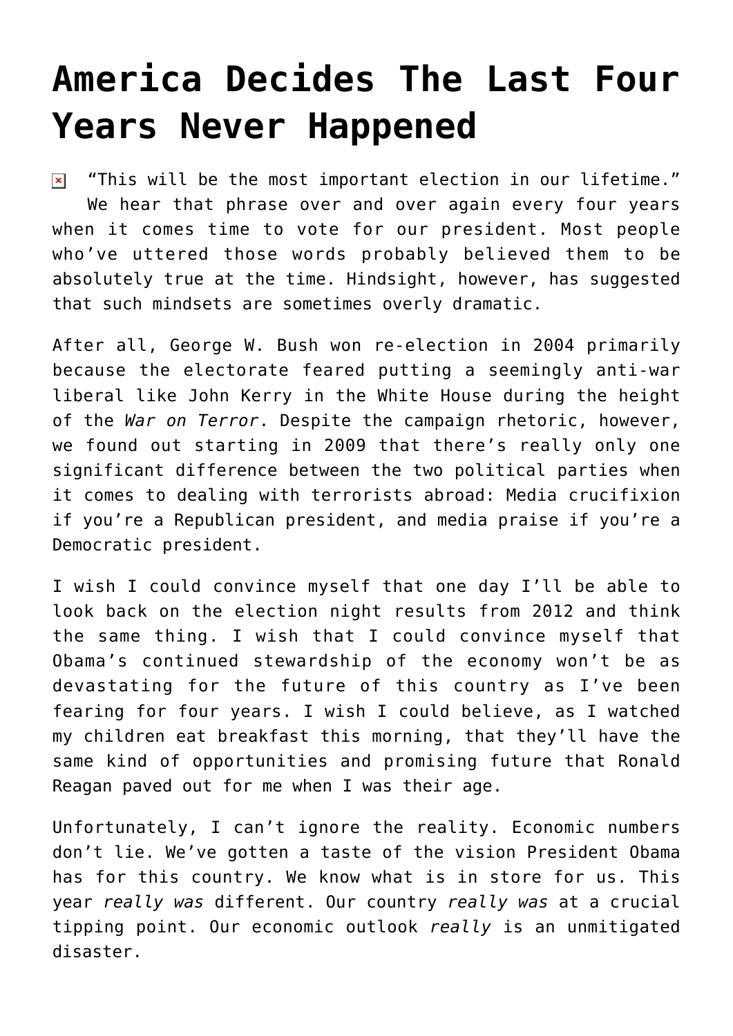# America Decides The Last Four Years Never Happened

"This will be the most important election in our lifetime." We hear that phrase over and over again every four years when it comes time to vote for our president. Most people who've uttered those words probably believed them to be absolutely true at the time. Hindsight, however, has suggested that such mindsets are sometimes overly dramatic.

After all, George W. Bush won re-election in 2004 primarily because the electorate feared putting a seemingly anti-war liberal like John Kerry in the White House during the height of the *War on Terror*. Despite the campaign rhetoric, however, we found out starting in 2009 that there's really only one significant difference between the two political parties when it comes to dealing with terrorists abroad: Media crucifixion if you're a Republican president, and media praise if you're a Democratic president.

I wish I could convince myself that one day I'll be able to look back on the election night results from 2012 and think the same thing. I wish that I could convince myself that Obama's continued stewardship of the economy won't be as devastating for the future of this country as I've been fearing for four years. I wish I could believe, as I watched my children eat breakfast this morning, that they'll have the same kind of opportunities and promising future that Ronald Reagan paved out for me when I was their age.

Unfortunately, I can't ignore the reality. Economic numbers don't lie. We've gotten a taste of the vision President Obama has for this country. We know what is in store for us. This year *really was* different. Our country *really was* at a crucial tipping point. Our economic outlook *really* is an unmitigated disaster.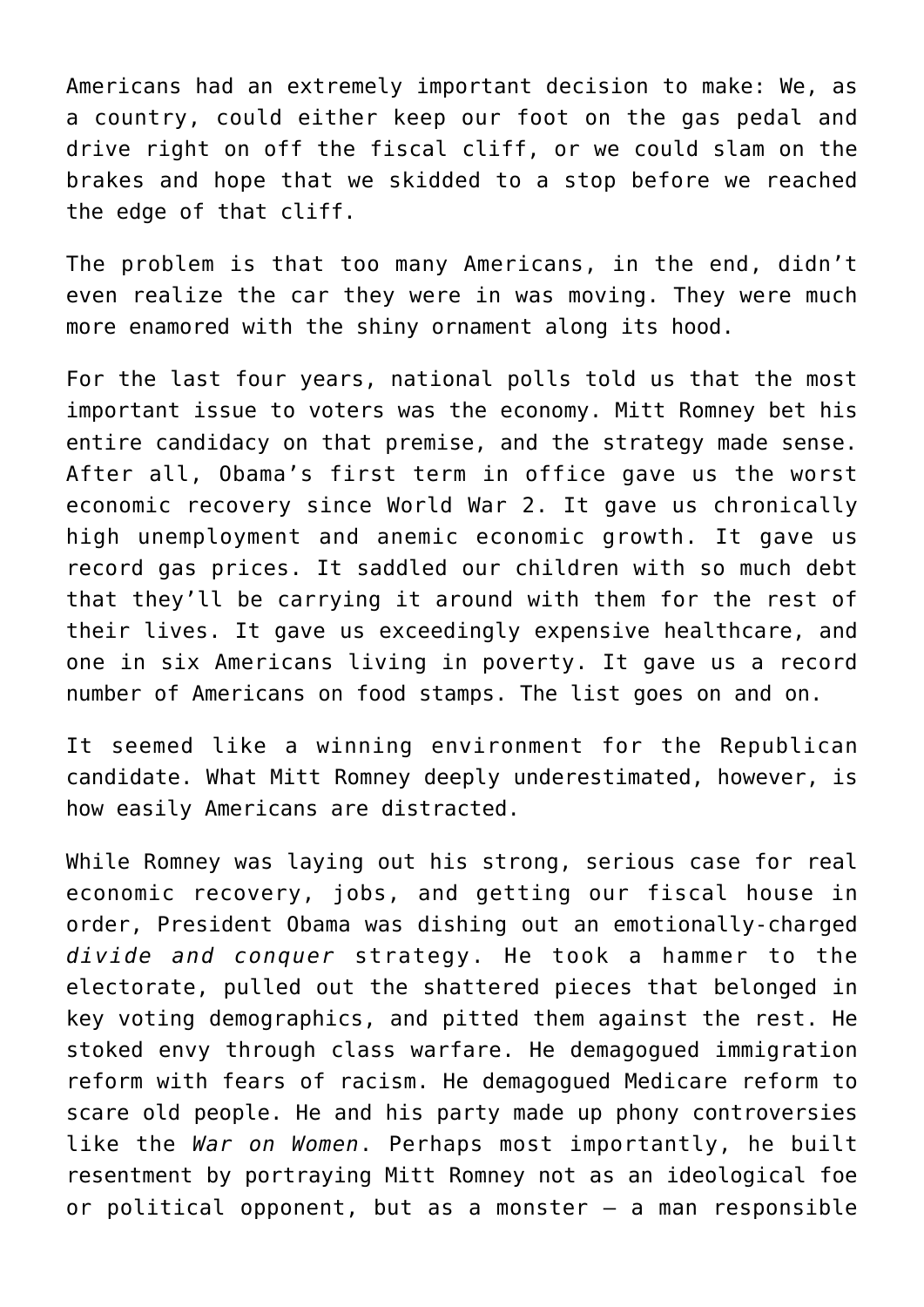Americans had an extremely important decision to make: We, as a country, could either keep our foot on the gas pedal and drive right on off the fiscal cliff, or we could slam on the brakes and hope that we skidded to a stop before we reached the edge of that cliff.

The problem is that too many Americans, in the end, didn't even realize the car they were in was moving. They were much more enamored with the shiny ornament along its hood.

For the last four years, national polls told us that the most important issue to voters was the economy. Mitt Romney bet his entire candidacy on that premise, and the strategy made sense. After all, Obama's first term in office gave us the worst economic recovery since World War 2. It gave us chronically high unemployment and anemic economic growth. It gave us record gas prices. It saddled our children with so much debt that they'll be carrying it around with them for the rest of their lives. It gave us exceedingly expensive healthcare, and one in six Americans living in poverty. It gave us a record number of Americans on food stamps. The list goes on and on.

It seemed like a winning environment for the Republican candidate. What Mitt Romney deeply underestimated, however, is how easily Americans are distracted.

While Romney was laying out his strong, serious case for real economic recovery, jobs, and getting our fiscal house in order, President Obama was dishing out an emotionally-charged *divide and conquer* strategy. He took a hammer to the electorate, pulled out the shattered pieces that belonged in key voting demographics, and pitted them against the rest. He stoked envy through class warfare. He demagogued immigration reform with fears of racism. He demagogued Medicare reform to scare old people. He and his party made up phony controversies like the *War on Women*. Perhaps most importantly, he built resentment by portraying Mitt Romney not as an ideological foe or political opponent, but as a monster – a man responsible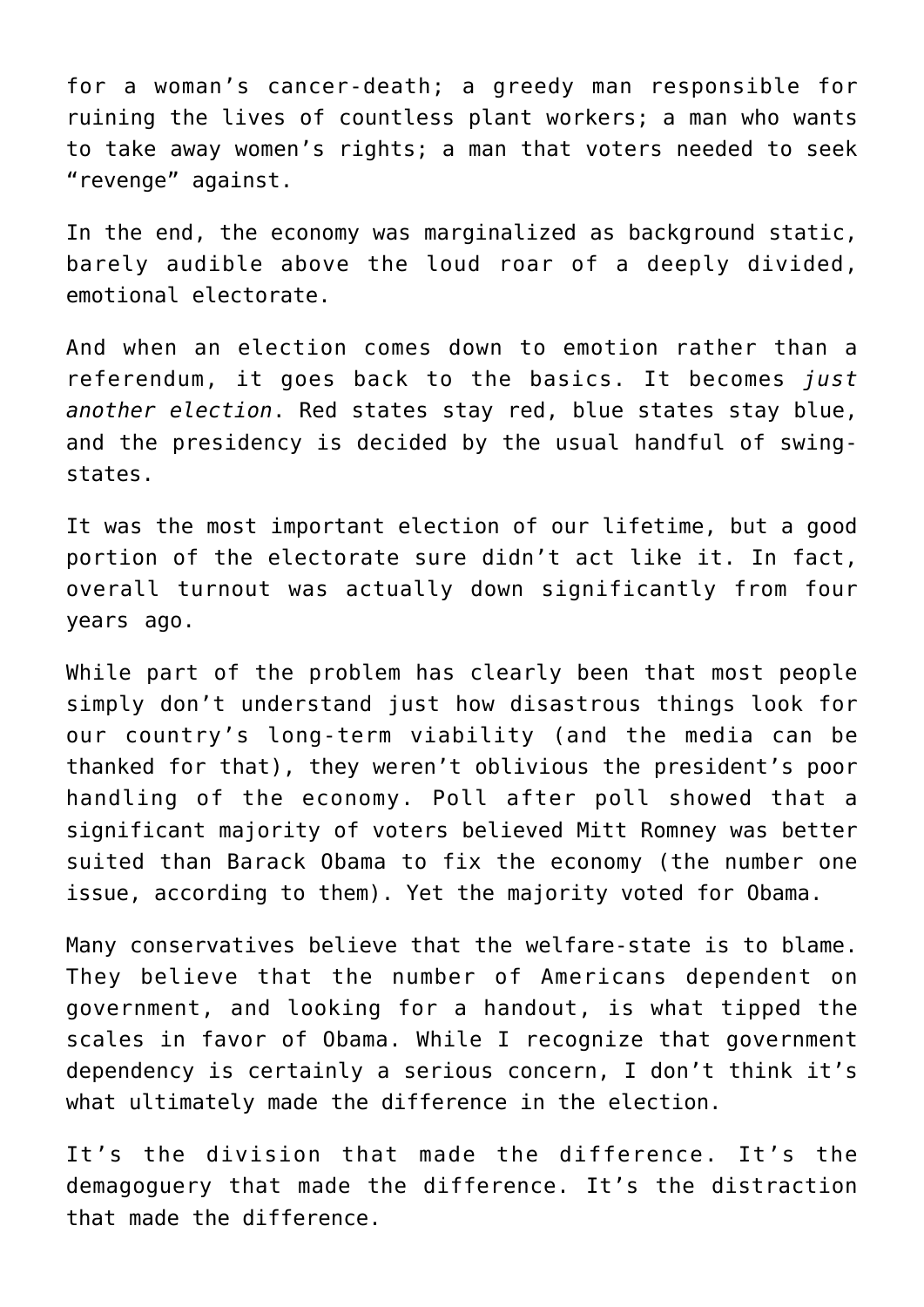for a woman's cancer-death; a greedy man responsible for ruining the lives of countless plant workers; a man who wants to take away women's rights; a man that voters needed to seek "revenge" against.

In the end, the economy was marginalized as background static, barely audible above the loud roar of a deeply divided, emotional electorate.

And when an election comes down to emotion rather than a referendum, it goes back to the basics. It becomes *just another election*. Red states stay red, blue states stay blue, and the presidency is decided by the usual handful of swing-states.

It was the most important election of our lifetime, but a good portion of the electorate sure didn't act like it. In fact, overall turnout was actually down significantly from four years ago.

While part of the problem has clearly been that most people simply don't understand just how disastrous things look for our country's long-term viability (and the media can be thanked for that), they weren't oblivious the president's poor handling of the economy. Poll after poll showed that a significant majority of voters believed Mitt Romney was better suited than Barack Obama to fix the economy (the number one issue, according to them). Yet the majority voted for Obama.

Many conservatives believe that the welfare-state is to blame. They believe that the number of Americans dependent on government, and looking for a handout, is what tipped the scales in favor of Obama. While I recognize that government dependency is certainly a serious concern, I don't think it's what ultimately made the difference in the election.

It's the division that made the difference. It's the demagoguery that made the difference. It's the distraction that made the difference.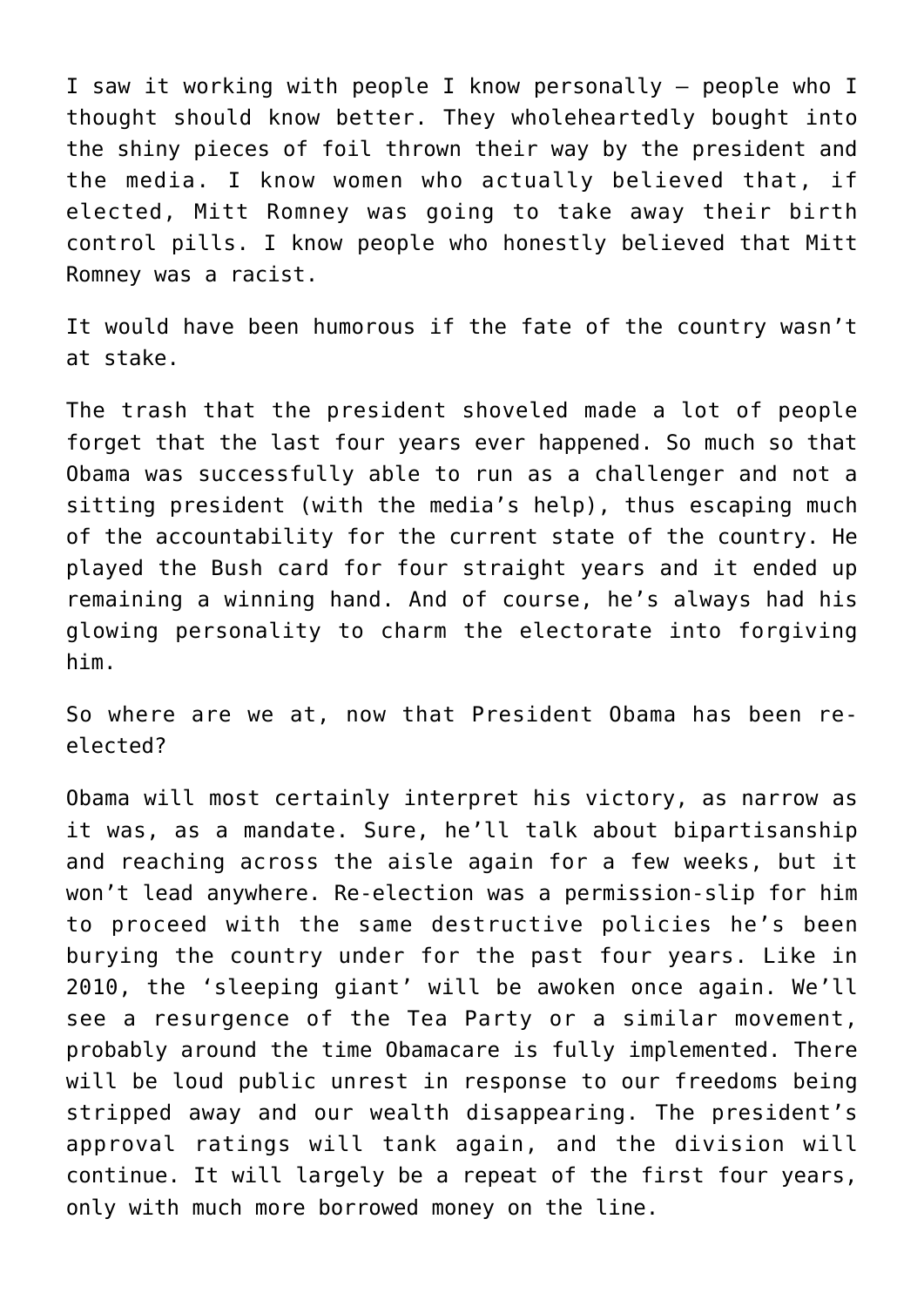I saw it working with people I know personally – people who I thought should know better. They wholeheartedly bought into the shiny pieces of foil thrown their way by the president and the media. I know women who actually believed that, if elected, Mitt Romney was going to take away their birth control pills. I know people who honestly believed that Mitt Romney was a racist.

It would have been humorous if the fate of the country wasn't at stake.

The trash that the president shoveled made a lot of people forget that the last four years ever happened. So much so that Obama was successfully able to run as a challenger and not a sitting president (with the media's help), thus escaping much of the accountability for the current state of the country. He played the Bush card for four straight years and it ended up remaining a winning hand. And of course, he's always had his glowing personality to charm the electorate into forgiving him.

So where are we at, now that President Obama has been re-elected?

Obama will most certainly interpret his victory, as narrow as it was, as a mandate. Sure, he'll talk about bipartisanship and reaching across the aisle again for a few weeks, but it won't lead anywhere. Re-election was a permission-slip for him to proceed with the same destructive policies he's been burying the country under for the past four years. Like in 2010, the 'sleeping giant' will be awoken once again. We'll see a resurgence of the Tea Party or a similar movement, probably around the time Obamacare is fully implemented. There will be loud public unrest in response to our freedoms being stripped away and our wealth disappearing. The president's approval ratings will tank again, and the division will continue. It will largely be a repeat of the first four years, only with much more borrowed money on the line.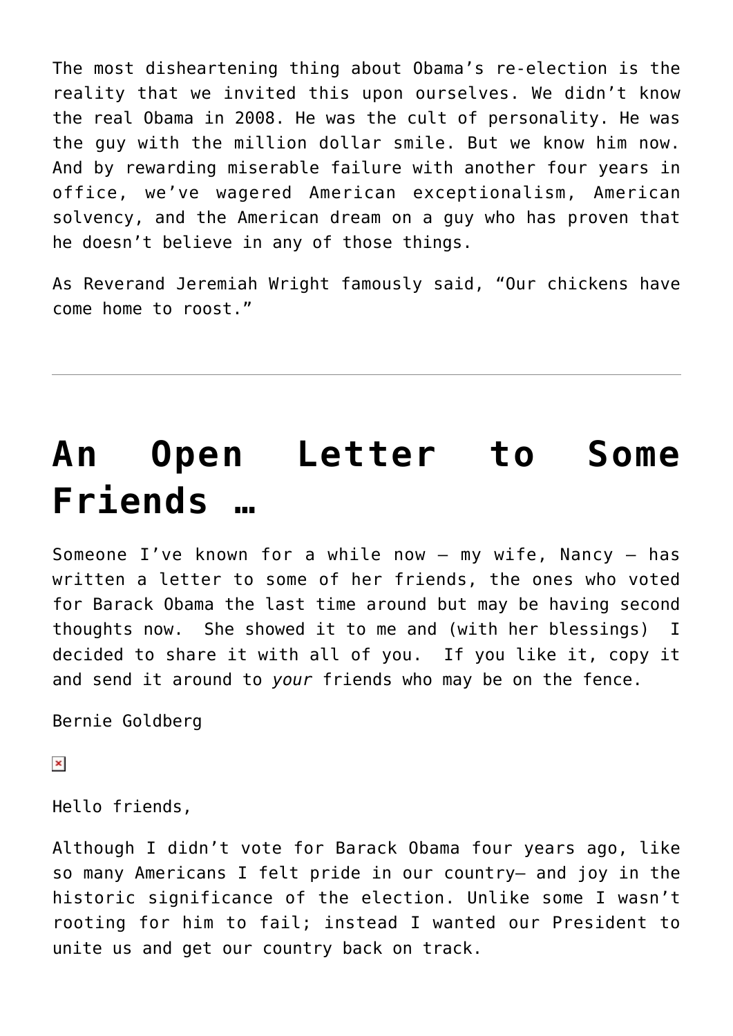The most disheartening thing about Obama's re-election is the reality that we invited this upon ourselves. We didn't know the real Obama in 2008. He was the cult of personality. He was the guy with the million dollar smile. But we know him now. And by rewarding miserable failure with another four years in office, we've wagered American exceptionalism, American solvency, and the American dream on a guy who has proven that he doesn't believe in any of those things.

As Reverend Jeremiah Wright famously said, "Our chickens have come home to roost."

---

# An Open Letter to Some Friends …

Someone I've known for a while now – my wife, Nancy – has written a letter to some of her friends, the ones who voted for Barack Obama the last time around but may be having second thoughts now. She showed it to me and (with her blessings) I decided to share it with all of you. If you like it, copy it and send it around to *your* friends who may be on the fence.

Bernie Goldberg

Hello friends,

Although I didn't vote for Barack Obama four years ago, like so many Americans I felt pride in our country– and joy in the historic significance of the election. Unlike some I wasn't rooting for him to fail; instead I wanted our President to unite us and get our country back on track.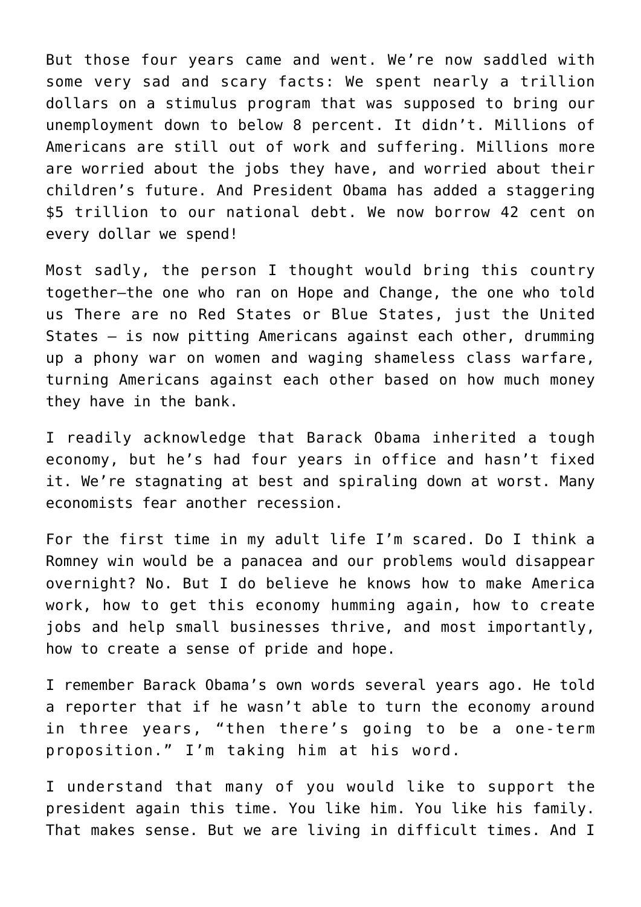But those four years came and went. We’re now saddled with some very sad and scary facts: We spent nearly a trillion dollars on a stimulus program that was supposed to bring our unemployment down to below 8 percent. It didn’t. Millions of Americans are still out of work and suffering. Millions more are worried about the jobs they have, and worried about their children’s future. And President Obama has added a staggering $5 trillion to our national debt. We now borrow 42 cent on every dollar we spend!

Most sadly, the person I thought would bring this country together—the one who ran on Hope and Change, the one who told us There are no Red States or Blue States, just the United States – is now pitting Americans against each other, drumming up a phony war on women and waging shameless class warfare, turning Americans against each other based on how much money they have in the bank.

I readily acknowledge that Barack Obama inherited a tough economy, but he’s had four years in office and hasn’t fixed it. We’re stagnating at best and spiraling down at worst. Many economists fear another recession.

For the first time in my adult life I’m scared. Do I think a Romney win would be a panacea and our problems would disappear overnight? No. But I do believe he knows how to make America work, how to get this economy humming again, how to create jobs and help small businesses thrive, and most importantly, how to create a sense of pride and hope.

I remember Barack Obama’s own words several years ago. He told a reporter that if he wasn’t able to turn the economy around in three years, “then there’s going to be a one-term proposition.” I’m taking him at his word.

I understand that many of you would like to support the president again this time. You like him. You like his family. That makes sense. But we are living in difficult times. And I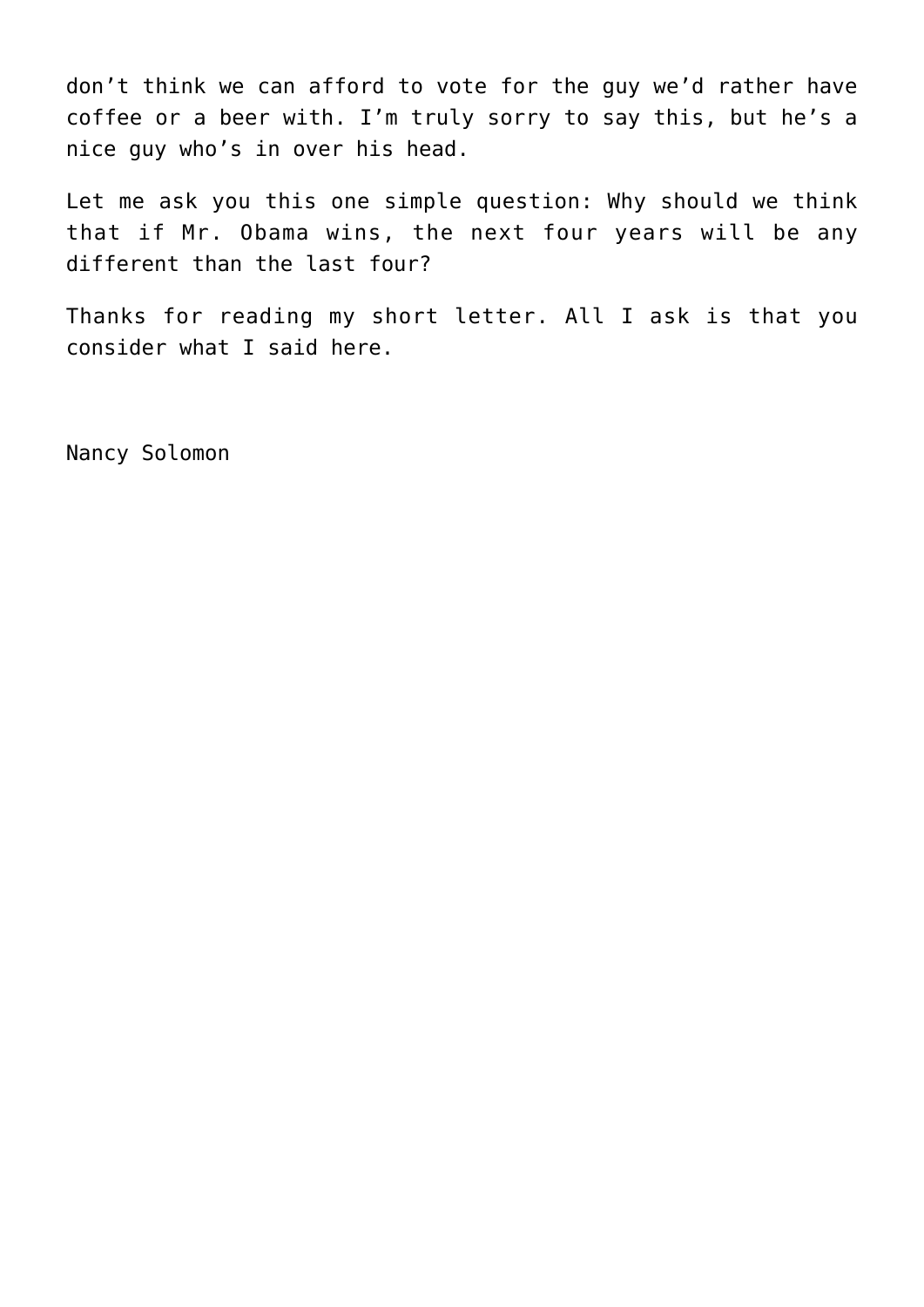don’t think we can afford to vote for the guy we’d rather have coffee or a beer with. I’m truly sorry to say this, but he’s a nice guy who’s in over his head.

Let me ask you this one simple question: Why should we think that if Mr. Obama wins, the next four years will be any different than the last four?

Thanks for reading my short letter. All I ask is that you consider what I said here.

Nancy Solomon